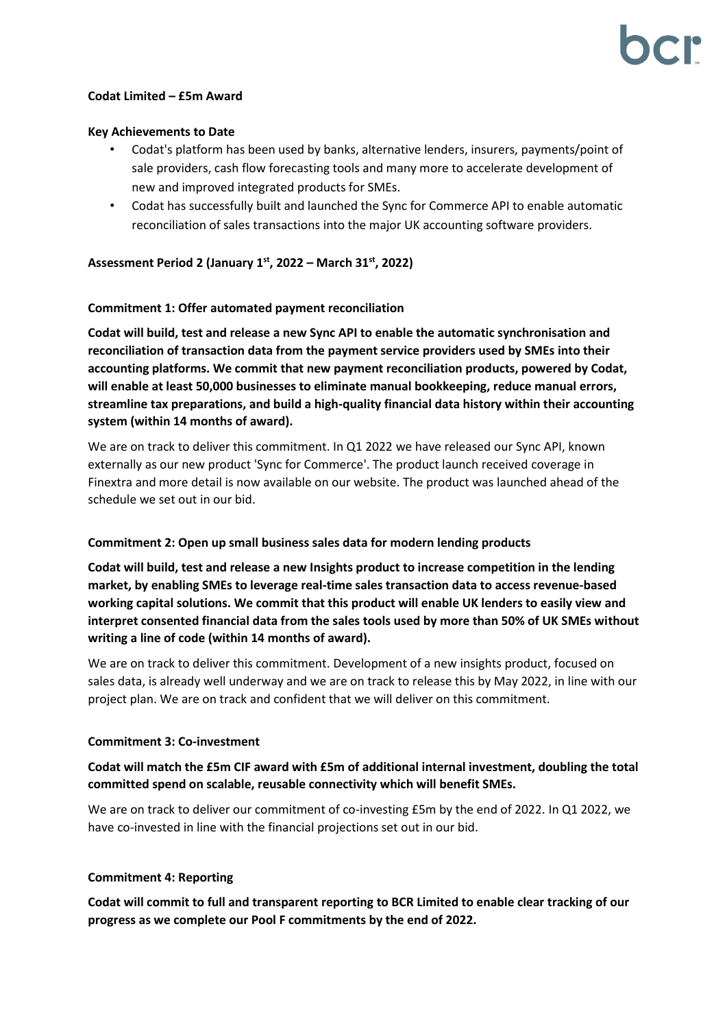**Codat Limited – £5m Award**

**Key Achievements to Date**

- Codat's platform has been used by banks, alternative lenders, insurers, payments/point of sale providers, cash flow forecasting tools and many more to accelerate development of new and improved integrated products for SMEs.
- Codat has successfully built and launched the Sync for Commerce API to enable automatic reconciliation of sales transactions into the major UK accounting software providers.

**Assessment Period 2 (January 1st, 2022 – March 31st, 2022)**

**Commitment 1: Offer automated payment reconciliation**

**Codat will build, test and release a new Sync API to enable the automatic synchronisation and reconciliation of transaction data from the payment service providers used by SMEs into their accounting platforms. We commit that new payment reconciliation products, powered by Codat, will enable at least 50,000 businesses to eliminate manual bookkeeping, reduce manual errors, streamline tax preparations, and build a high-quality financial data history within their accounting system (within 14 months of award).**

We are on track to deliver this commitment. In Q1 2022 we have released our Sync API, known externally as our new product 'Sync for Commerce'. The product launch received coverage in Finextra and more detail is now available on our website. The product was launched ahead of the schedule we set out in our bid.

**Commitment 2: Open up small business sales data for modern lending products**

**Codat will build, test and release a new Insights product to increase competition in the lending market, by enabling SMEs to leverage real-time sales transaction data to access revenue-based working capital solutions. We commit that this product will enable UK lenders to easily view and interpret consented financial data from the sales tools used by more than 50% of UK SMEs without writing a line of code (within 14 months of award).**

We are on track to deliver this commitment. Development of a new insights product, focused on sales data, is already well underway and we are on track to release this by May 2022, in line with our project plan. We are on track and confident that we will deliver on this commitment.

**Commitment 3: Co-investment**

**Codat will match the £5m CIF award with £5m of additional internal investment, doubling the total committed spend on scalable, reusable connectivity which will benefit SMEs.**

We are on track to deliver our commitment of co-investing £5m by the end of 2022. In Q1 2022, we have co-invested in line with the financial projections set out in our bid.

**Commitment 4: Reporting**

**Codat will commit to full and transparent reporting to BCR Limited to enable clear tracking of our progress as we complete our Pool F commitments by the end of 2022.**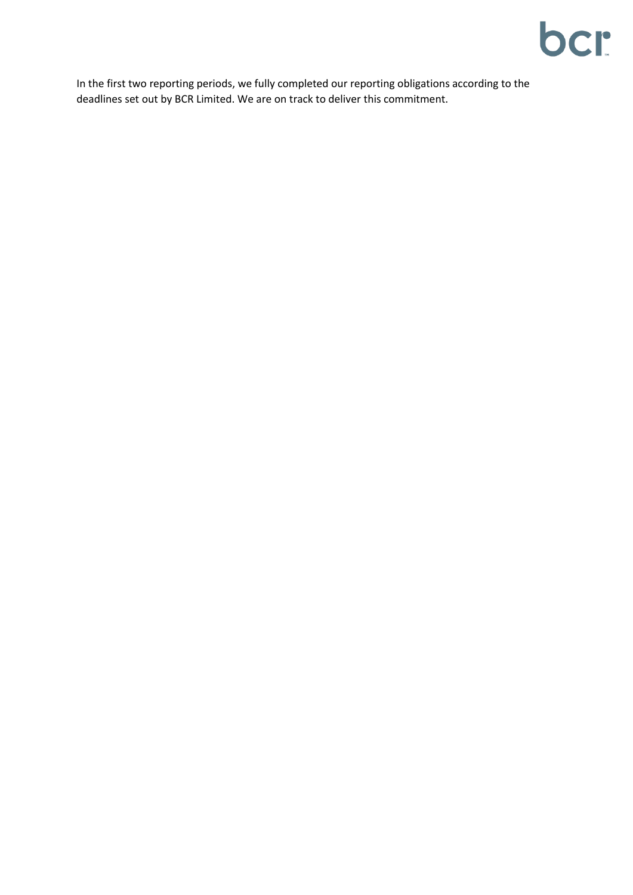In the first two reporting periods, we fully completed our reporting obligations according to the deadlines set out by BCR Limited. We are on track to deliver this commitment.